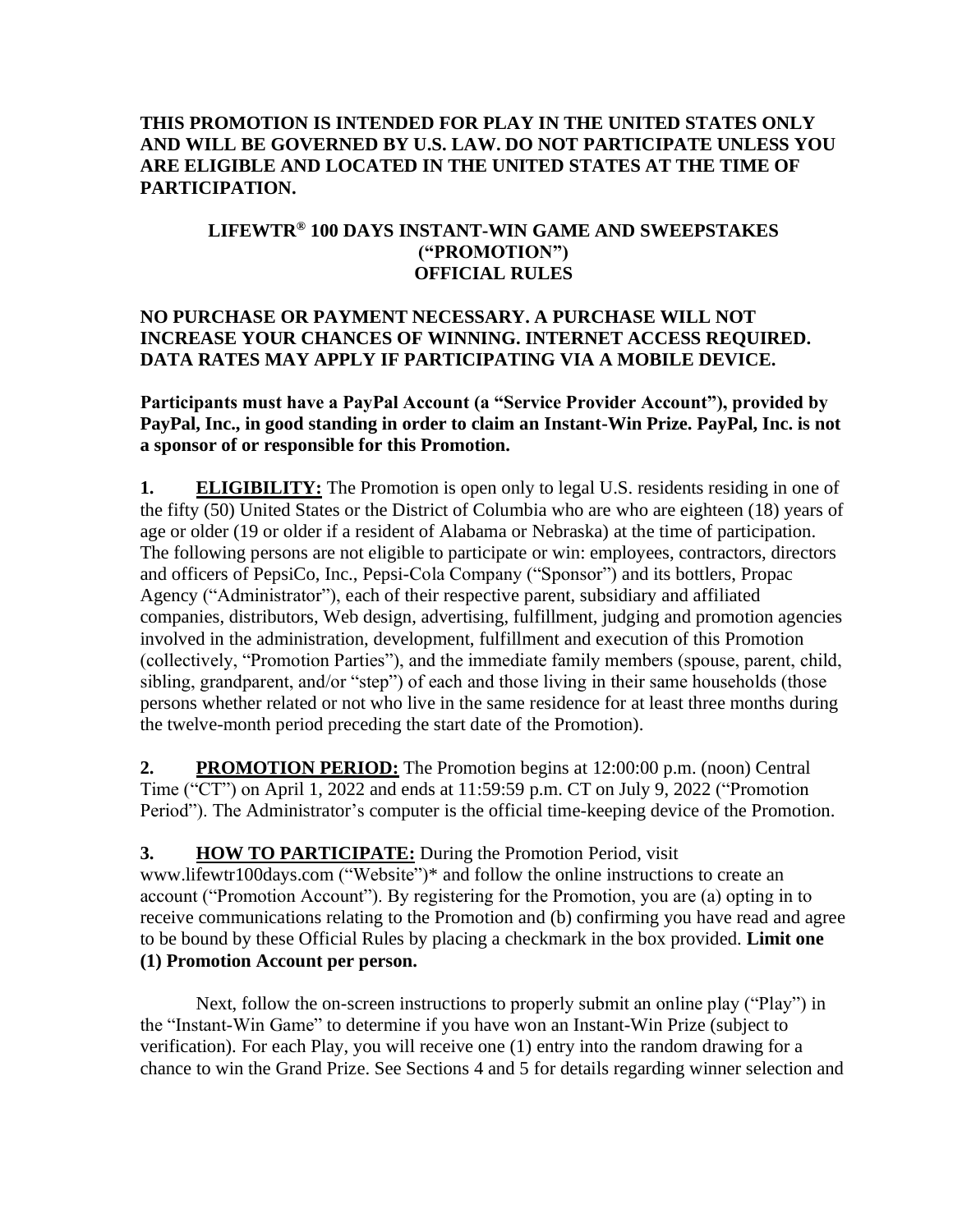**THIS PROMOTION IS INTENDED FOR PLAY IN THE UNITED STATES ONLY AND WILL BE GOVERNED BY U.S. LAW. DO NOT PARTICIPATE UNLESS YOU ARE ELIGIBLE AND LOCATED IN THE UNITED STATES AT THE TIME OF PARTICIPATION.**

# LIFEWTR® 100 DAYS INSTANT-WIN GAME AND SWEEPSTAKES ("PROMOTION") OFFICIAL RULES

**NO PURCHASE OR PAYMENT NECESSARY. A PURCHASE WILL NOT INCREASE YOUR CHANCES OF WINNING. INTERNET ACCESS REQUIRED. DATA RATES MAY APPLY IF PARTICIPATING VIA A MOBILE DEVICE.**

**Participants must have a PayPal Account (a "Service Provider Account"), provided by PayPal, Inc., in good standing in order to claim an Instant-Win Prize. PayPal, Inc. is not a sponsor of or responsible for this Promotion.**

**1. ELIGIBILITY:** The Promotion is open only to legal U.S. residents residing in one of the fifty (50) United States or the District of Columbia who are who are eighteen (18) years of age or older (19 or older if a resident of Alabama or Nebraska) at the time of participation. The following persons are not eligible to participate or win: employees, contractors, directors and officers of PepsiCo, Inc., Pepsi-Cola Company ("Sponsor") and its bottlers, Propac Agency ("Administrator"), each of their respective parent, subsidiary and affiliated companies, distributors, Web design, advertising, fulfillment, judging and promotion agencies involved in the administration, development, fulfillment and execution of this Promotion (collectively, "Promotion Parties"), and the immediate family members (spouse, parent, child, sibling, grandparent, and/or "step") of each and those living in their same households (those persons whether related or not who live in the same residence for at least three months during the twelve-month period preceding the start date of the Promotion).

**2. PROMOTION PERIOD:** The Promotion begins at 12:00:00 p.m. (noon) Central Time ("CT") on April 1, 2022 and ends at 11:59:59 p.m. CT on July 9, 2022 ("Promotion Period"). The Administrator's computer is the official time-keeping device of the Promotion.

**3. HOW TO PARTICIPATE:** During the Promotion Period, visit www.lifewtr100days.com ("Website")* and follow the online instructions to create an account ("Promotion Account"). By registering for the Promotion, you are (a) opting in to receive communications relating to the Promotion and (b) confirming you have read and agree to be bound by these Official Rules by placing a checkmark in the box provided. **Limit one (1) Promotion Account per person.**

Next, follow the on-screen instructions to properly submit an online play ("Play") in the "Instant-Win Game" to determine if you have won an Instant-Win Prize (subject to verification). For each Play, you will receive one (1) entry into the random drawing for a chance to win the Grand Prize. See Sections 4 and 5 for details regarding winner selection and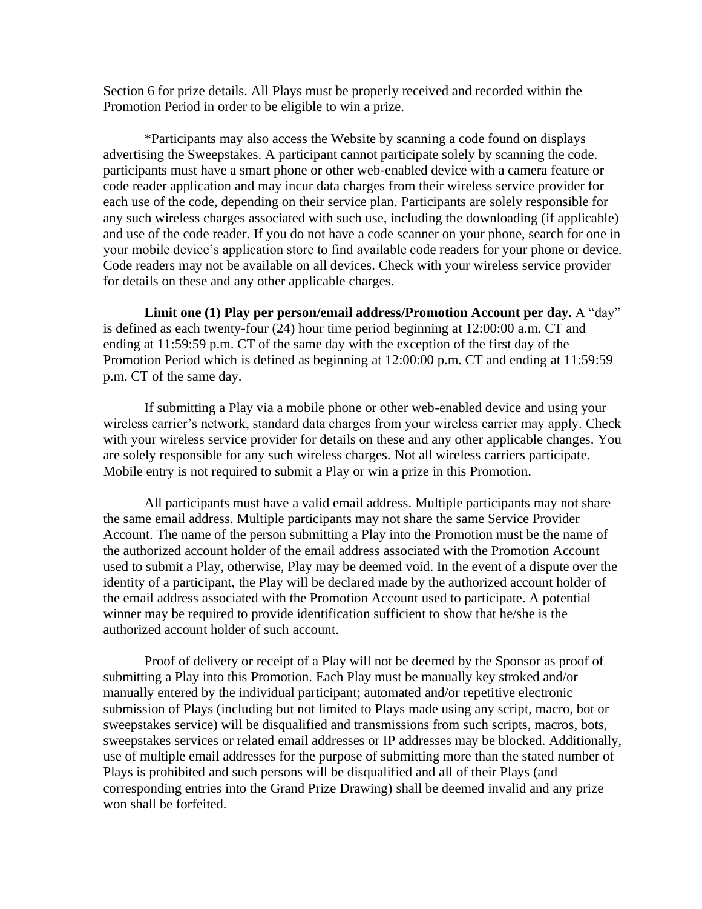Section 6 for prize details. All Plays must be properly received and recorded within the Promotion Period in order to be eligible to win a prize.

*Participants may also access the Website by scanning a code found on displays advertising the Sweepstakes. A participant cannot participate solely by scanning the code. participants must have a smart phone or other web-enabled device with a camera feature or code reader application and may incur data charges from their wireless service provider for each use of the code, depending on their service plan. Participants are solely responsible for any such wireless charges associated with such use, including the downloading (if applicable) and use of the code reader. If you do not have a code scanner on your phone, search for one in your mobile device's application store to find available code readers for your phone or device. Code readers may not be available on all devices. Check with your wireless service provider for details on these and any other applicable charges.

**Limit one (1) Play per person/email address/Promotion Account per day.** A "day" is defined as each twenty-four (24) hour time period beginning at 12:00:00 a.m. CT and ending at 11:59:59 p.m. CT of the same day with the exception of the first day of the Promotion Period which is defined as beginning at 12:00:00 p.m. CT and ending at 11:59:59 p.m. CT of the same day.

If submitting a Play via a mobile phone or other web-enabled device and using your wireless carrier's network, standard data charges from your wireless carrier may apply. Check with your wireless service provider for details on these and any other applicable changes. You are solely responsible for any such wireless charges. Not all wireless carriers participate. Mobile entry is not required to submit a Play or win a prize in this Promotion.

All participants must have a valid email address. Multiple participants may not share the same email address. Multiple participants may not share the same Service Provider Account. The name of the person submitting a Play into the Promotion must be the name of the authorized account holder of the email address associated with the Promotion Account used to submit a Play, otherwise, Play may be deemed void. In the event of a dispute over the identity of a participant, the Play will be declared made by the authorized account holder of the email address associated with the Promotion Account used to participate. A potential winner may be required to provide identification sufficient to show that he/she is the authorized account holder of such account.

Proof of delivery or receipt of a Play will not be deemed by the Sponsor as proof of submitting a Play into this Promotion. Each Play must be manually key stroked and/or manually entered by the individual participant; automated and/or repetitive electronic submission of Plays (including but not limited to Plays made using any script, macro, bot or sweepstakes service) will be disqualified and transmissions from such scripts, macros, bots, sweepstakes services or related email addresses or IP addresses may be blocked. Additionally, use of multiple email addresses for the purpose of submitting more than the stated number of Plays is prohibited and such persons will be disqualified and all of their Plays (and corresponding entries into the Grand Prize Drawing) shall be deemed invalid and any prize won shall be forfeited.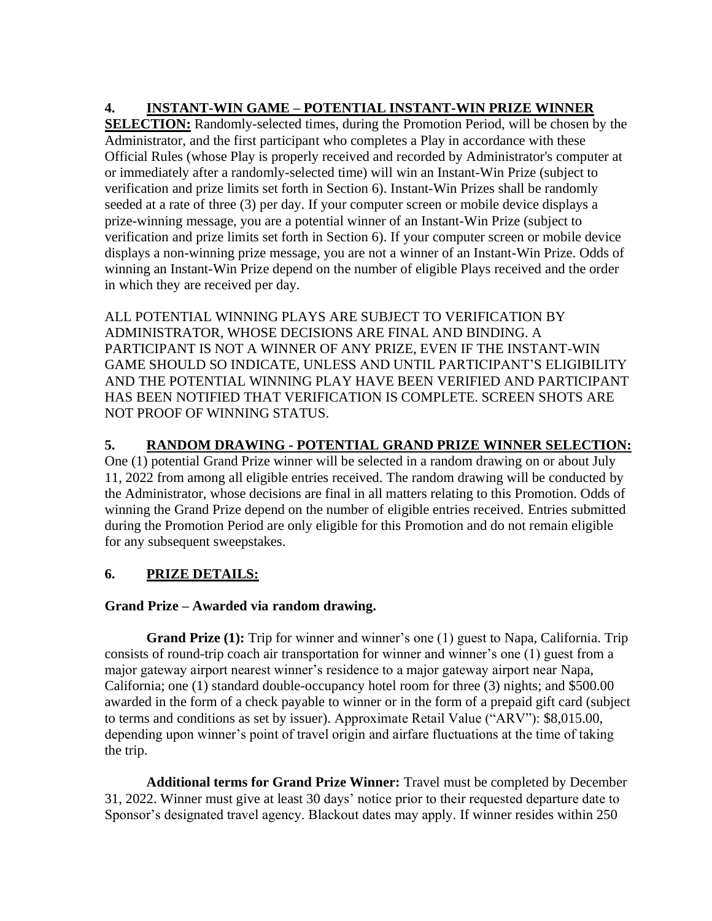**4. INSTANT-WIN GAME – POTENTIAL INSTANT-WIN PRIZE WINNER SELECTION:** Randomly-selected times, during the Promotion Period, will be chosen by the Administrator, and the first participant who completes a Play in accordance with these Official Rules (whose Play is properly received and recorded by Administrator's computer at or immediately after a randomly-selected time) will win an Instant-Win Prize (subject to verification and prize limits set forth in Section 6). Instant-Win Prizes shall be randomly seeded at a rate of three (3) per day. If your computer screen or mobile device displays a prize-winning message, you are a potential winner of an Instant-Win Prize (subject to verification and prize limits set forth in Section 6). If your computer screen or mobile device displays a non-winning prize message, you are not a winner of an Instant-Win Prize. Odds of winning an Instant-Win Prize depend on the number of eligible Plays received and the order in which they are received per day.

ALL POTENTIAL WINNING PLAYS ARE SUBJECT TO VERIFICATION BY ADMINISTRATOR, WHOSE DECISIONS ARE FINAL AND BINDING. A PARTICIPANT IS NOT A WINNER OF ANY PRIZE, EVEN IF THE INSTANT-WIN GAME SHOULD SO INDICATE, UNLESS AND UNTIL PARTICIPANT'S ELIGIBILITY AND THE POTENTIAL WINNING PLAY HAVE BEEN VERIFIED AND PARTICIPANT HAS BEEN NOTIFIED THAT VERIFICATION IS COMPLETE. SCREEN SHOTS ARE NOT PROOF OF WINNING STATUS.

**5. RANDOM DRAWING - POTENTIAL GRAND PRIZE WINNER SELECTION:** One (1) potential Grand Prize winner will be selected in a random drawing on or about July 11, 2022 from among all eligible entries received. The random drawing will be conducted by the Administrator, whose decisions are final in all matters relating to this Promotion. Odds of winning the Grand Prize depend on the number of eligible entries received. Entries submitted during the Promotion Period are only eligible for this Promotion and do not remain eligible for any subsequent sweepstakes.

**6. PRIZE DETAILS:**

**Grand Prize – Awarded via random drawing.**

**Grand Prize (1):** Trip for winner and winner's one (1) guest to Napa, California. Trip consists of round-trip coach air transportation for winner and winner's one (1) guest from a major gateway airport nearest winner's residence to a major gateway airport near Napa, California; one (1) standard double-occupancy hotel room for three (3) nights; and $500.00 awarded in the form of a check payable to winner or in the form of a prepaid gift card (subject to terms and conditions as set by issuer). Approximate Retail Value ("ARV"): $8,015.00, depending upon winner's point of travel origin and airfare fluctuations at the time of taking the trip.

**Additional terms for Grand Prize Winner:** Travel must be completed by December 31, 2022. Winner must give at least 30 days' notice prior to their requested departure date to Sponsor's designated travel agency. Blackout dates may apply. If winner resides within 250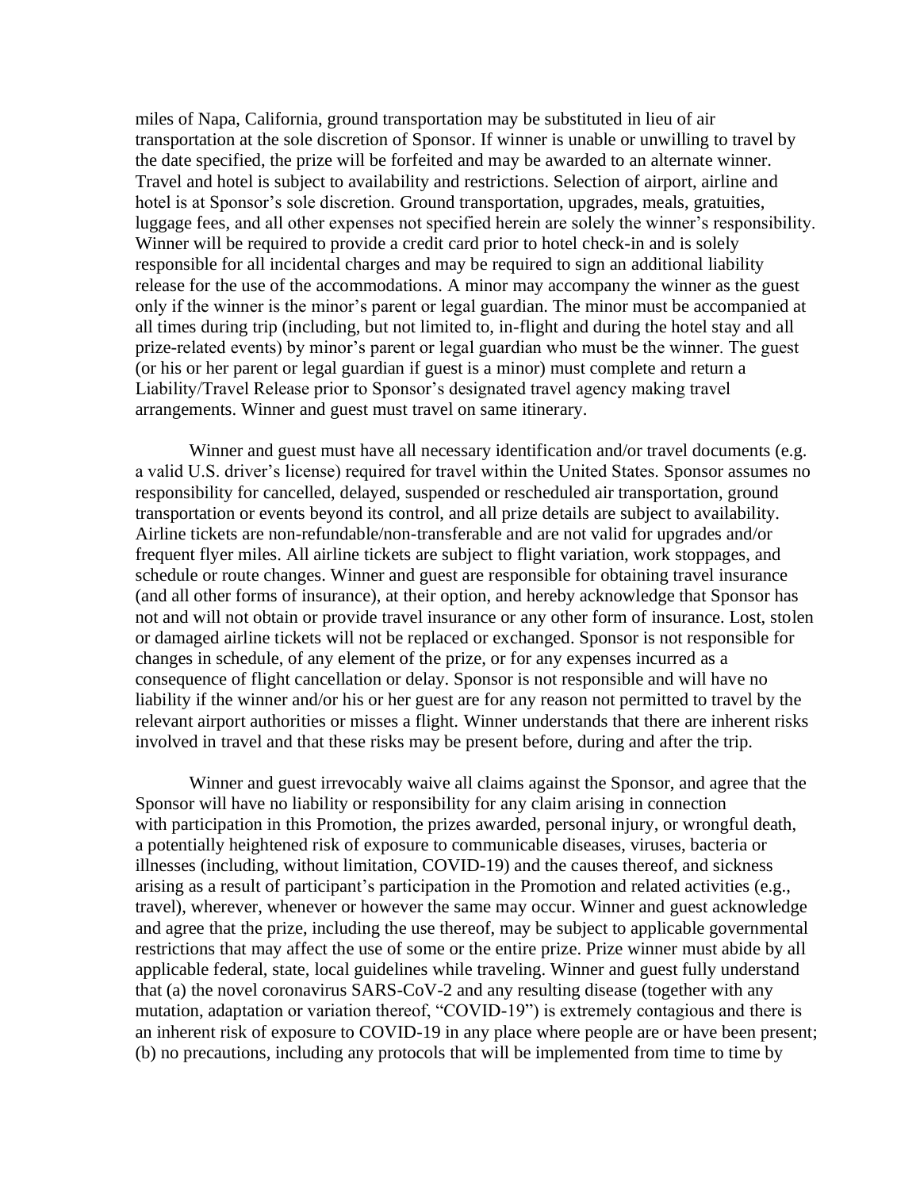miles of Napa, California, ground transportation may be substituted in lieu of air transportation at the sole discretion of Sponsor. If winner is unable or unwilling to travel by the date specified, the prize will be forfeited and may be awarded to an alternate winner. Travel and hotel is subject to availability and restrictions. Selection of airport, airline and hotel is at Sponsor's sole discretion. Ground transportation, upgrades, meals, gratuities, luggage fees, and all other expenses not specified herein are solely the winner's responsibility. Winner will be required to provide a credit card prior to hotel check-in and is solely responsible for all incidental charges and may be required to sign an additional liability release for the use of the accommodations. A minor may accompany the winner as the guest only if the winner is the minor's parent or legal guardian. The minor must be accompanied at all times during trip (including, but not limited to, in-flight and during the hotel stay and all prize-related events) by minor's parent or legal guardian who must be the winner. The guest (or his or her parent or legal guardian if guest is a minor) must complete and return a Liability/Travel Release prior to Sponsor's designated travel agency making travel arrangements. Winner and guest must travel on same itinerary.

Winner and guest must have all necessary identification and/or travel documents (e.g. a valid U.S. driver's license) required for travel within the United States. Sponsor assumes no responsibility for cancelled, delayed, suspended or rescheduled air transportation, ground transportation or events beyond its control, and all prize details are subject to availability. Airline tickets are non-refundable/non-transferable and are not valid for upgrades and/or frequent flyer miles. All airline tickets are subject to flight variation, work stoppages, and schedule or route changes. Winner and guest are responsible for obtaining travel insurance (and all other forms of insurance), at their option, and hereby acknowledge that Sponsor has not and will not obtain or provide travel insurance or any other form of insurance. Lost, stolen or damaged airline tickets will not be replaced or exchanged. Sponsor is not responsible for changes in schedule, of any element of the prize, or for any expenses incurred as a consequence of flight cancellation or delay. Sponsor is not responsible and will have no liability if the winner and/or his or her guest are for any reason not permitted to travel by the relevant airport authorities or misses a flight. Winner understands that there are inherent risks involved in travel and that these risks may be present before, during and after the trip.

Winner and guest irrevocably waive all claims against the Sponsor, and agree that the Sponsor will have no liability or responsibility for any claim arising in connection with participation in this Promotion, the prizes awarded, personal injury, or wrongful death, a potentially heightened risk of exposure to communicable diseases, viruses, bacteria or illnesses (including, without limitation, COVID-19) and the causes thereof, and sickness arising as a result of participant's participation in the Promotion and related activities (e.g., travel), wherever, whenever or however the same may occur. Winner and guest acknowledge and agree that the prize, including the use thereof, may be subject to applicable governmental restrictions that may affect the use of some or the entire prize. Prize winner must abide by all applicable federal, state, local guidelines while traveling. Winner and guest fully understand that (a) the novel coronavirus SARS-CoV-2 and any resulting disease (together with any mutation, adaptation or variation thereof, "COVID-19") is extremely contagious and there is an inherent risk of exposure to COVID-19 in any place where people are or have been present; (b) no precautions, including any protocols that will be implemented from time to time by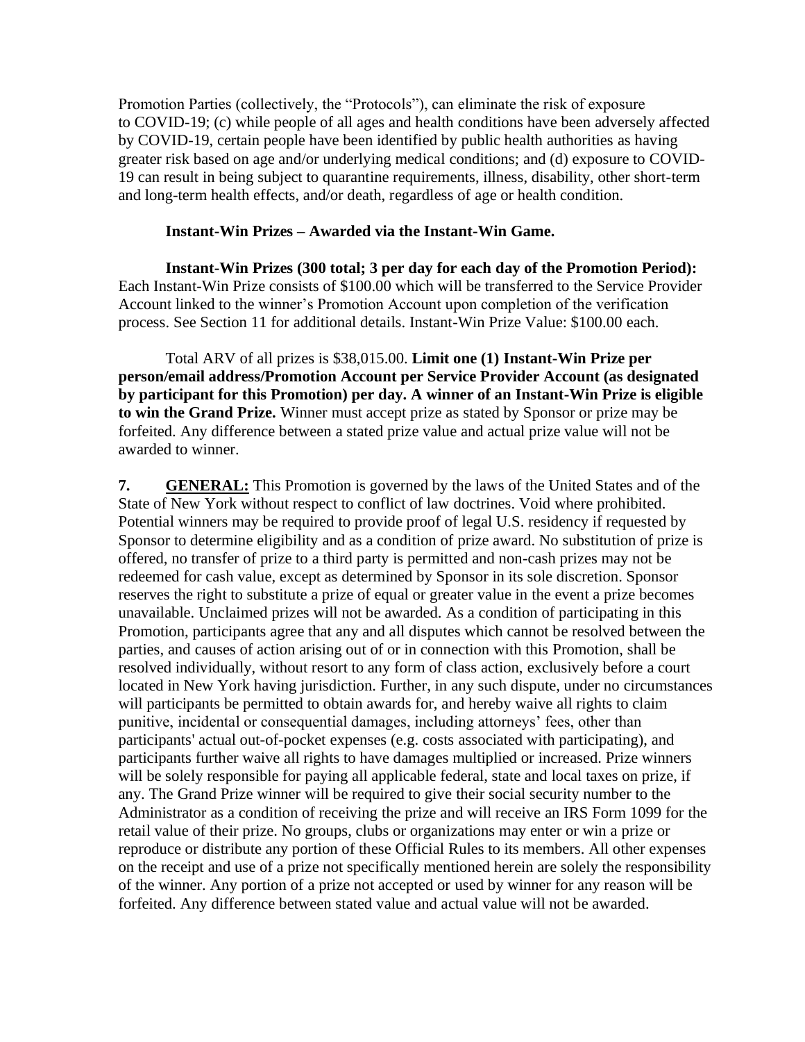Promotion Parties (collectively, the "Protocols"), can eliminate the risk of exposure to COVID-19; (c) while people of all ages and health conditions have been adversely affected by COVID-19, certain people have been identified by public health authorities as having greater risk based on age and/or underlying medical conditions; and (d) exposure to COVID-19 can result in being subject to quarantine requirements, illness, disability, other short-term and long-term health effects, and/or death, regardless of age or health condition.

**Instant-Win Prizes – Awarded via the Instant-Win Game.**

**Instant-Win Prizes (300 total; 3 per day for each day of the Promotion Period):** Each Instant-Win Prize consists of $100.00 which will be transferred to the Service Provider Account linked to the winner's Promotion Account upon completion of the verification process. See Section 11 for additional details. Instant-Win Prize Value: $100.00 each.

Total ARV of all prizes is $38,015.00. **Limit one (1) Instant-Win Prize per person/email address/Promotion Account per Service Provider Account (as designated by participant for this Promotion) per day. A winner of an Instant-Win Prize is eligible to win the Grand Prize.** Winner must accept prize as stated by Sponsor or prize may be forfeited. Any difference between a stated prize value and actual prize value will not be awarded to winner.

**7. GENERAL:** This Promotion is governed by the laws of the United States and of the State of New York without respect to conflict of law doctrines. Void where prohibited. Potential winners may be required to provide proof of legal U.S. residency if requested by Sponsor to determine eligibility and as a condition of prize award. No substitution of prize is offered, no transfer of prize to a third party is permitted and non-cash prizes may not be redeemed for cash value, except as determined by Sponsor in its sole discretion. Sponsor reserves the right to substitute a prize of equal or greater value in the event a prize becomes unavailable. Unclaimed prizes will not be awarded. As a condition of participating in this Promotion, participants agree that any and all disputes which cannot be resolved between the parties, and causes of action arising out of or in connection with this Promotion, shall be resolved individually, without resort to any form of class action, exclusively before a court located in New York having jurisdiction. Further, in any such dispute, under no circumstances will participants be permitted to obtain awards for, and hereby waive all rights to claim punitive, incidental or consequential damages, including attorneys' fees, other than participants' actual out-of-pocket expenses (e.g. costs associated with participating), and participants further waive all rights to have damages multiplied or increased. Prize winners will be solely responsible for paying all applicable federal, state and local taxes on prize, if any. The Grand Prize winner will be required to give their social security number to the Administrator as a condition of receiving the prize and will receive an IRS Form 1099 for the retail value of their prize. No groups, clubs or organizations may enter or win a prize or reproduce or distribute any portion of these Official Rules to its members. All other expenses on the receipt and use of a prize not specifically mentioned herein are solely the responsibility of the winner. Any portion of a prize not accepted or used by winner for any reason will be forfeited. Any difference between stated value and actual value will not be awarded.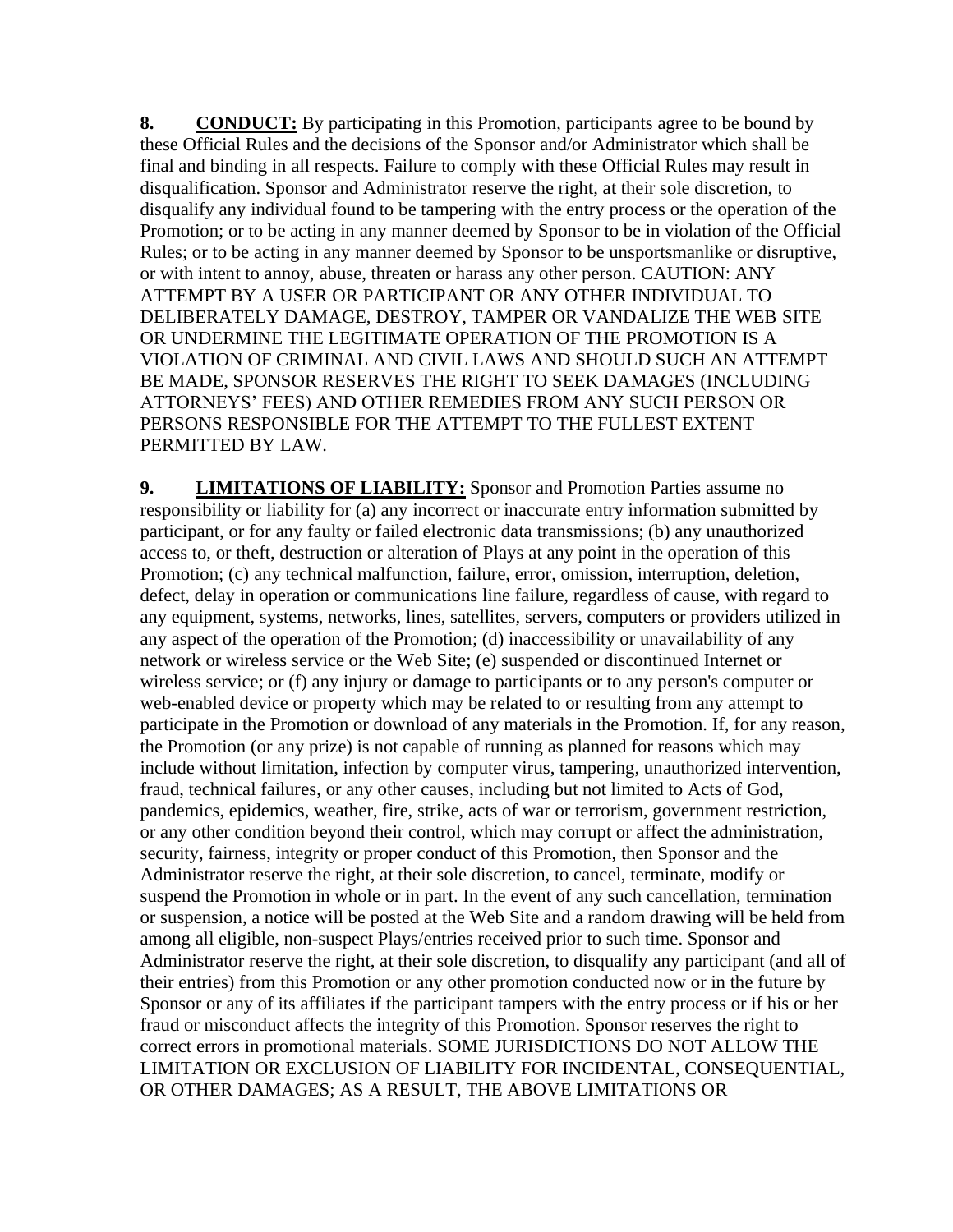**8. <u>CONDUCT:</u>** By participating in this Promotion, participants agree to be bound by these Official Rules and the decisions of the Sponsor and/or Administrator which shall be final and binding in all respects. Failure to comply with these Official Rules may result in disqualification. Sponsor and Administrator reserve the right, at their sole discretion, to disqualify any individual found to be tampering with the entry process or the operation of the Promotion; or to be acting in any manner deemed by Sponsor to be in violation of the Official Rules; or to be acting in any manner deemed by Sponsor to be unsportsmanlike or disruptive, or with intent to annoy, abuse, threaten or harass any other person. CAUTION: ANY ATTEMPT BY A USER OR PARTICIPANT OR ANY OTHER INDIVIDUAL TO DELIBERATELY DAMAGE, DESTROY, TAMPER OR VANDALIZE THE WEB SITE OR UNDERMINE THE LEGITIMATE OPERATION OF THE PROMOTION IS A VIOLATION OF CRIMINAL AND CIVIL LAWS AND SHOULD SUCH AN ATTEMPT BE MADE, SPONSOR RESERVES THE RIGHT TO SEEK DAMAGES (INCLUDING ATTORNEYS' FEES) AND OTHER REMEDIES FROM ANY SUCH PERSON OR PERSONS RESPONSIBLE FOR THE ATTEMPT TO THE FULLEST EXTENT PERMITTED BY LAW.

**9. <u>LIMITATIONS OF LIABILITY:</u>** Sponsor and Promotion Parties assume no responsibility or liability for (a) any incorrect or inaccurate entry information submitted by participant, or for any faulty or failed electronic data transmissions; (b) any unauthorized access to, or theft, destruction or alteration of Plays at any point in the operation of this Promotion; (c) any technical malfunction, failure, error, omission, interruption, deletion, defect, delay in operation or communications line failure, regardless of cause, with regard to any equipment, systems, networks, lines, satellites, servers, computers or providers utilized in any aspect of the operation of the Promotion; (d) inaccessibility or unavailability of any network or wireless service or the Web Site; (e) suspended or discontinued Internet or wireless service; or (f) any injury or damage to participants or to any person's computer or web-enabled device or property which may be related to or resulting from any attempt to participate in the Promotion or download of any materials in the Promotion. If, for any reason, the Promotion (or any prize) is not capable of running as planned for reasons which may include without limitation, infection by computer virus, tampering, unauthorized intervention, fraud, technical failures, or any other causes, including but not limited to Acts of God, pandemics, epidemics, weather, fire, strike, acts of war or terrorism, government restriction, or any other condition beyond their control, which may corrupt or affect the administration, security, fairness, integrity or proper conduct of this Promotion, then Sponsor and the Administrator reserve the right, at their sole discretion, to cancel, terminate, modify or suspend the Promotion in whole or in part. In the event of any such cancellation, termination or suspension, a notice will be posted at the Web Site and a random drawing will be held from among all eligible, non-suspect Plays/entries received prior to such time. Sponsor and Administrator reserve the right, at their sole discretion, to disqualify any participant (and all of their entries) from this Promotion or any other promotion conducted now or in the future by Sponsor or any of its affiliates if the participant tampers with the entry process or if his or her fraud or misconduct affects the integrity of this Promotion. Sponsor reserves the right to correct errors in promotional materials. SOME JURISDICTIONS DO NOT ALLOW THE LIMITATION OR EXCLUSION OF LIABILITY FOR INCIDENTAL, CONSEQUENTIAL, OR OTHER DAMAGES; AS A RESULT, THE ABOVE LIMITATIONS OR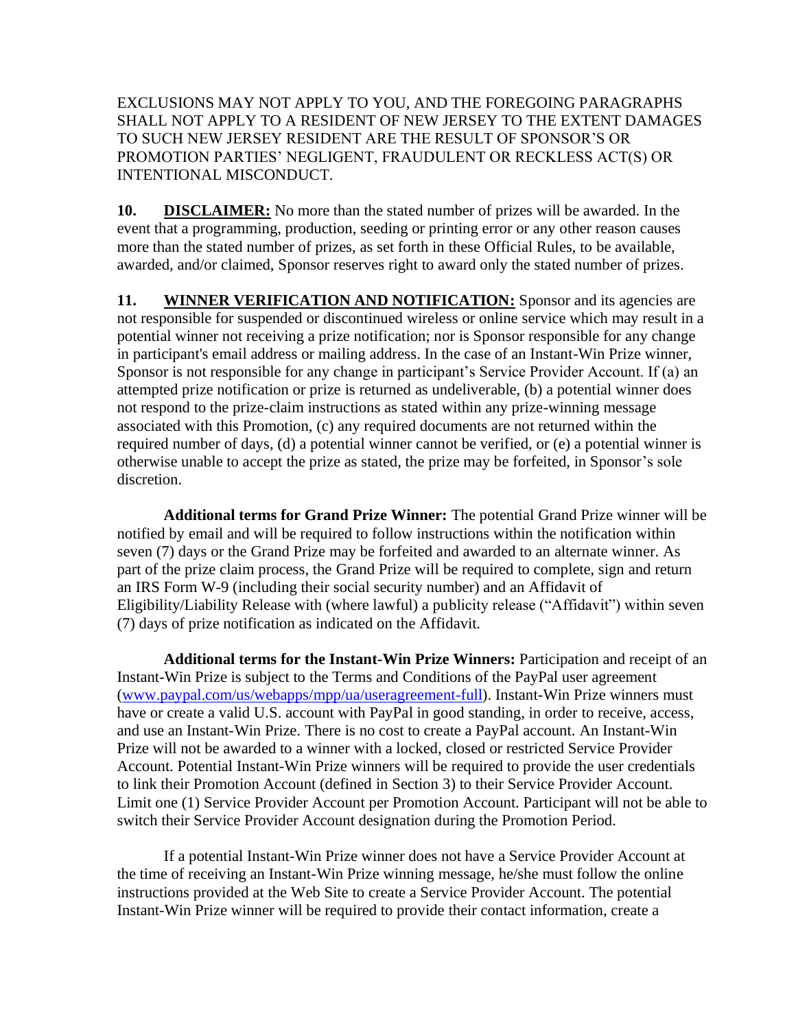EXCLUSIONS MAY NOT APPLY TO YOU, AND THE FOREGOING PARAGRAPHS SHALL NOT APPLY TO A RESIDENT OF NEW JERSEY TO THE EXTENT DAMAGES TO SUCH NEW JERSEY RESIDENT ARE THE RESULT OF SPONSOR'S OR PROMOTION PARTIES' NEGLIGENT, FRAUDULENT OR RECKLESS ACT(S) OR INTENTIONAL MISCONDUCT.

**10. DISCLAIMER:** No more than the stated number of prizes will be awarded. In the event that a programming, production, seeding or printing error or any other reason causes more than the stated number of prizes, as set forth in these Official Rules, to be available, awarded, and/or claimed, Sponsor reserves right to award only the stated number of prizes.

**11. WINNER VERIFICATION AND NOTIFICATION:** Sponsor and its agencies are not responsible for suspended or discontinued wireless or online service which may result in a potential winner not receiving a prize notification; nor is Sponsor responsible for any change in participant's email address or mailing address. In the case of an Instant-Win Prize winner, Sponsor is not responsible for any change in participant's Service Provider Account. If (a) an attempted prize notification or prize is returned as undeliverable, (b) a potential winner does not respond to the prize-claim instructions as stated within any prize-winning message associated with this Promotion, (c) any required documents are not returned within the required number of days, (d) a potential winner cannot be verified, or (e) a potential winner is otherwise unable to accept the prize as stated, the prize may be forfeited, in Sponsor's sole discretion.

**Additional terms for Grand Prize Winner:** The potential Grand Prize winner will be notified by email and will be required to follow instructions within the notification within seven (7) days or the Grand Prize may be forfeited and awarded to an alternate winner. As part of the prize claim process, the Grand Prize will be required to complete, sign and return an IRS Form W-9 (including their social security number) and an Affidavit of Eligibility/Liability Release with (where lawful) a publicity release ("Affidavit") within seven (7) days of prize notification as indicated on the Affidavit.

**Additional terms for the Instant-Win Prize Winners:** Participation and receipt of an Instant-Win Prize is subject to the Terms and Conditions of the PayPal user agreement (www.paypal.com/us/webapps/mpp/ua/useragreement-full). Instant-Win Prize winners must have or create a valid U.S. account with PayPal in good standing, in order to receive, access, and use an Instant-Win Prize. There is no cost to create a PayPal account. An Instant-Win Prize will not be awarded to a winner with a locked, closed or restricted Service Provider Account. Potential Instant-Win Prize winners will be required to provide the user credentials to link their Promotion Account (defined in Section 3) to their Service Provider Account. Limit one (1) Service Provider Account per Promotion Account. Participant will not be able to switch their Service Provider Account designation during the Promotion Period.

If a potential Instant-Win Prize winner does not have a Service Provider Account at the time of receiving an Instant-Win Prize winning message, he/she must follow the online instructions provided at the Web Site to create a Service Provider Account. The potential Instant-Win Prize winner will be required to provide their contact information, create a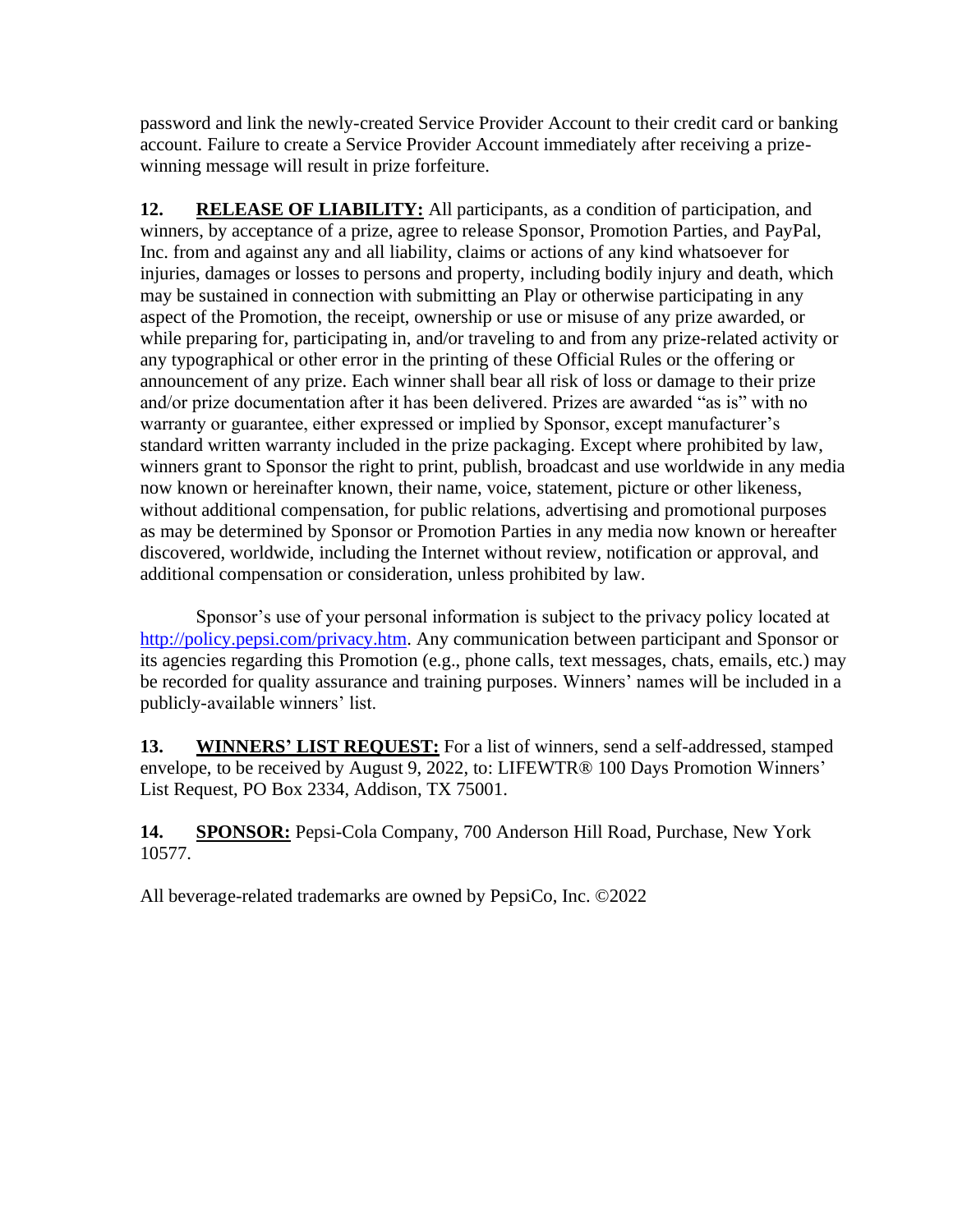password and link the newly-created Service Provider Account to their credit card or banking account. Failure to create a Service Provider Account immediately after receiving a prize-winning message will result in prize forfeiture.

**12. <u>RELEASE OF LIABILITY:</u>** All participants, as a condition of participation, and winners, by acceptance of a prize, agree to release Sponsor, Promotion Parties, and PayPal, Inc. from and against any and all liability, claims or actions of any kind whatsoever for injuries, damages or losses to persons and property, including bodily injury and death, which may be sustained in connection with submitting an Play or otherwise participating in any aspect of the Promotion, the receipt, ownership or use or misuse of any prize awarded, or while preparing for, participating in, and/or traveling to and from any prize-related activity or any typographical or other error in the printing of these Official Rules or the offering or announcement of any prize. Each winner shall bear all risk of loss or damage to their prize and/or prize documentation after it has been delivered. Prizes are awarded "as is" with no warranty or guarantee, either expressed or implied by Sponsor, except manufacturer's standard written warranty included in the prize packaging. Except where prohibited by law, winners grant to Sponsor the right to print, publish, broadcast and use worldwide in any media now known or hereinafter known, their name, voice, statement, picture or other likeness, without additional compensation, for public relations, advertising and promotional purposes as may be determined by Sponsor or Promotion Parties in any media now known or hereafter discovered, worldwide, including the Internet without review, notification or approval, and additional compensation or consideration, unless prohibited by law.

Sponsor's use of your personal information is subject to the privacy policy located at http://policy.pepsi.com/privacy.htm. Any communication between participant and Sponsor or its agencies regarding this Promotion (e.g., phone calls, text messages, chats, emails, etc.) may be recorded for quality assurance and training purposes. Winners' names will be included in a publicly-available winners' list.

**13. <u>WINNERS' LIST REQUEST:</u>** For a list of winners, send a self-addressed, stamped envelope, to be received by August 9, 2022, to: LIFEWTR® 100 Days Promotion Winners' List Request, PO Box 2334, Addison, TX 75001.

**14. <u>SPONSOR:</u>** Pepsi-Cola Company, 700 Anderson Hill Road, Purchase, New York 10577.

All beverage-related trademarks are owned by PepsiCo, Inc. ©2022